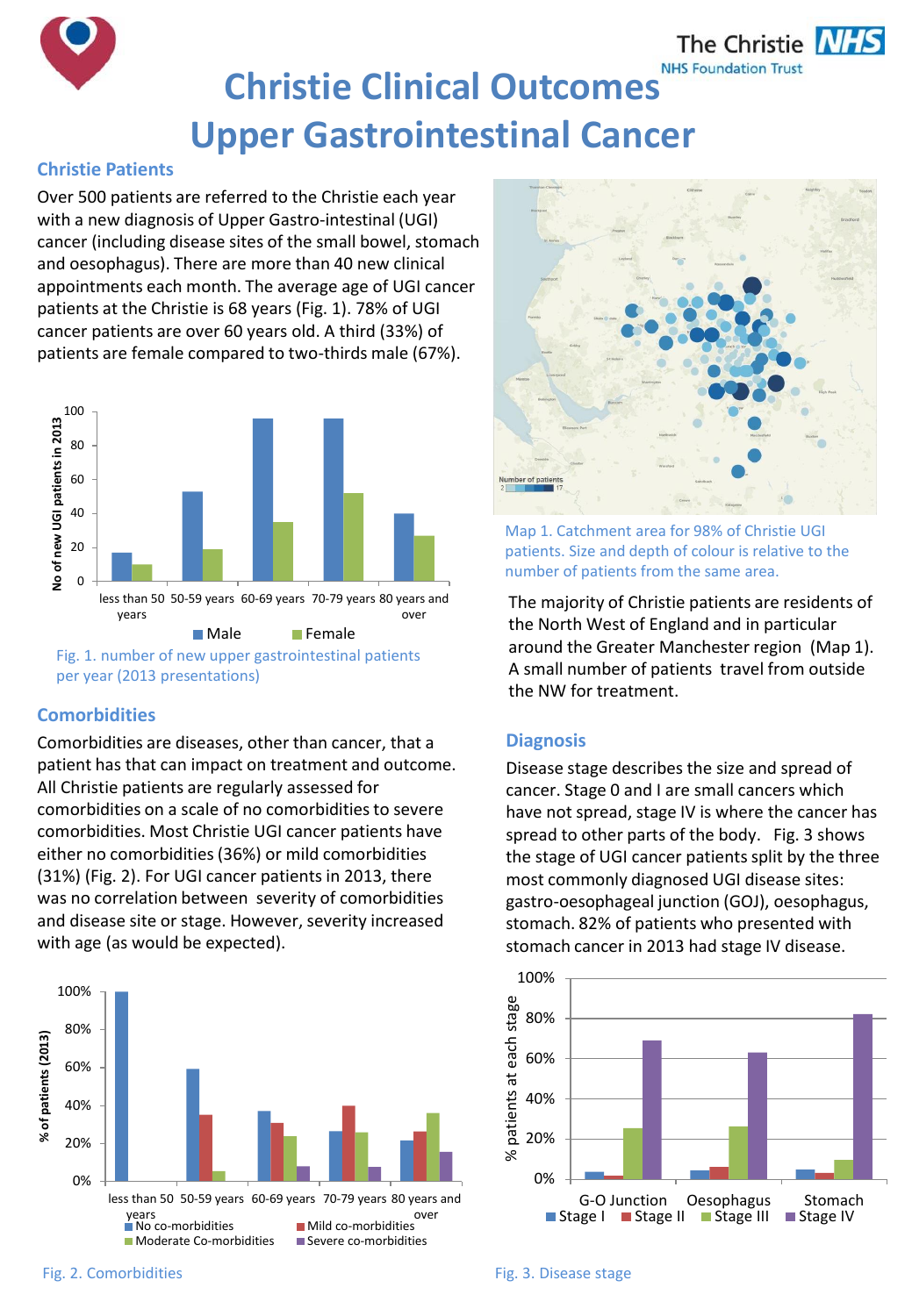# Christie Clinical Outcomes
# Upper Gastrointestinal Cancer

## Christie Patients

Over 500 patients are referred to the Christie each year with a new diagnosis of Upper Gastro-intestinal (UGI) cancer (including disease sites of the small bowel, stomach and oesophagus). There are more than 40 new clinical appointments each month. The average age of UGI cancer patients at the Christie is 68 years (Fig. 1). 78% of UGI cancer patients are over 60 years old. A third (33%) of patients are female compared to two-thirds male (67%).

Fig. 1. number of new upper gastrointestinal patients per year (2013 presentations)

Map 1. Catchment area for 98% of Christie UGI patients. Size and depth of colour is relative to the number of patients from the same area.

The majority of Christie patients are residents of the North West of England and in particular around the Greater Manchester region (Map 1). A small number of patients travel from outside the NW for treatment.

## Comorbidities

Comorbidities are diseases, other than cancer, that a patient has that can impact on treatment and outcome. All Christie patients are regularly assessed for comorbidities on a scale of no comorbidities to severe comorbidities. Most Christie UGI cancer patients have either no comorbidities (36%) or mild comorbidities (31%) (Fig. 2). For UGI cancer patients in 2013, there was no correlation between severity of comorbidities and disease site or stage. However, severity increased with age (as would be expected).

Fig. 2. Comorbidities

## Diagnosis

Disease stage describes the size and spread of cancer. Stage 0 and I are small cancers which have not spread, stage IV is where the cancer has spread to other parts of the body. Fig. 3 shows the stage of UGI cancer patients split by the three most commonly diagnosed UGI disease sites: gastro-oesophageal junction (GOJ), oesophagus, stomach. 82% of patients who presented with stomach cancer in 2013 had stage IV disease.

Fig. 3. Disease stage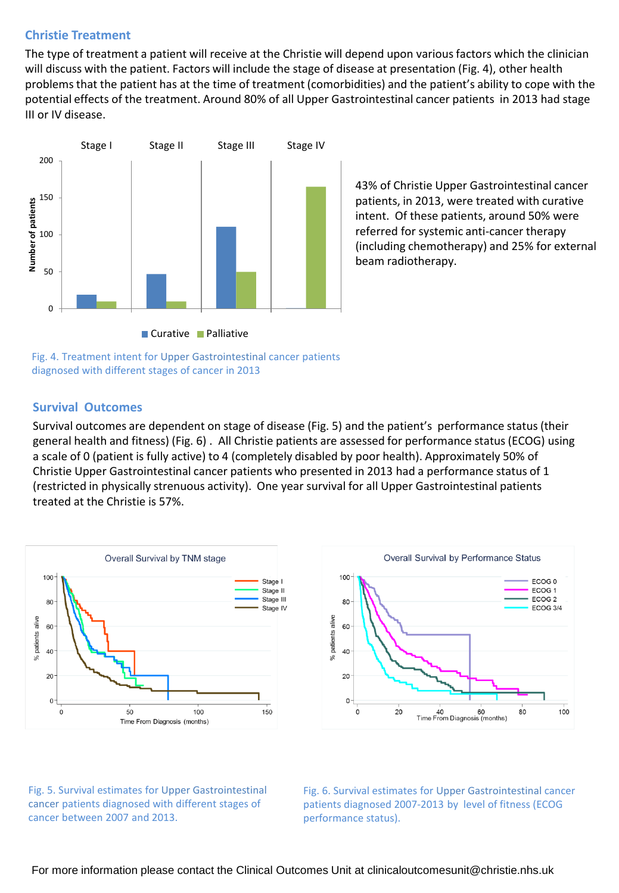## Christie Treatment

The type of treatment a patient will receive at the Christie will depend upon various factors which the clinician will discuss with the patient. Factors will include the stage of disease at presentation (Fig. 4), other health problems that the patient has at the time of treatment (comorbidities) and the patient's ability to cope with the potential effects of the treatment. Around 80% of all Upper Gastrointestinal cancer patients in 2013 had stage III or IV disease.

Stage I
Stage II
Stage III
Stage IV

200
150
100
50
0

Number of patients

Curative
Palliative

Fig. 4. Treatment intent for Upper Gastrointestinal cancer patients diagnosed with different stages of cancer in 2013

43% of Christie Upper Gastrointestinal cancer patients, in 2013, were treated with curative intent. Of these patients, around 50% were referred for systemic anti-cancer therapy (including chemotherapy) and 25% for external beam radiotherapy.

## Survival Outcomes

Survival outcomes are dependent on stage of disease (Fig. 5) and the patient's performance status (their general health and fitness) (Fig. 6) . All Christie patients are assessed for performance status (ECOG) using a scale of 0 (patient is fully active) to 4 (completely disabled by poor health). Approximately 50% of Christie Upper Gastrointestinal cancer patients who presented in 2013 had a performance status of 1 (restricted in physically strenuous activity). One year survival for all Upper Gastrointestinal patients treated at the Christie is 57%.

Overall Survival by TNM stage

Stage I
Stage II
Stage III
Stage IV

% patients alive

100
80
60
40
20
0

0
50
100
150

Time From Diagnosis (months)

Fig. 5. Survival estimates for Upper Gastrointestinal cancer patients diagnosed with different stages of cancer between 2007 and 2013.

Overall Survival by Performance Status

ECOG 0
ECOG 1
ECOG 2
ECOG 3/4

% patients alive

100
80
60
40
20
0

0
20
40
60
80
100

Time From Diagnosis (months)

Fig. 6. Survival estimates for Upper Gastrointestinal cancer patients diagnosed 2007-2013 by level of fitness (ECOG performance status).

For more information please contact the Clinical Outcomes Unit at clinicaloutcomesunit@christie.nhs.uk